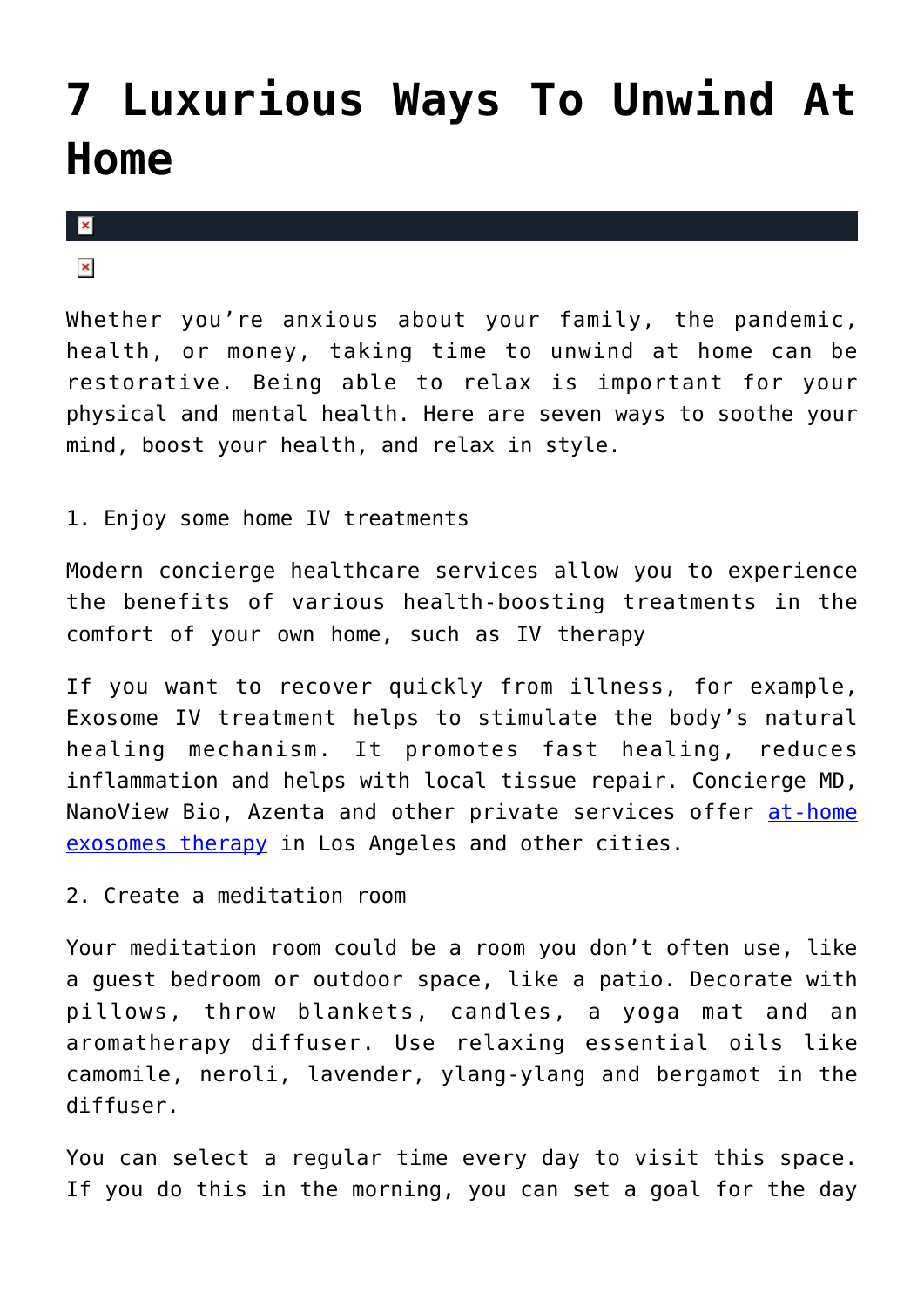# 7 Luxurious Ways To Unwind At Home

Whether you’re anxious about your family, the pandemic, health, or money, taking time to unwind at home can be restorative. Being able to relax is important for your physical and mental health. Here are seven ways to soothe your mind, boost your health, and relax in style.

1. Enjoy some home IV treatments

Modern concierge healthcare services allow you to experience the benefits of various health-boosting treatments in the comfort of your own home, such as IV therapy

If you want to recover quickly from illness, for example, Exosome IV treatment helps to stimulate the body’s natural healing mechanism. It promotes fast healing, reduces inflammation and helps with local tissue repair. Concierge MD, NanoView Bio, Azenta and other private services offer at-home exosomes therapy in Los Angeles and other cities.

2. Create a meditation room

Your meditation room could be a room you don’t often use, like a guest bedroom or outdoor space, like a patio. Decorate with pillows, throw blankets, candles, a yoga mat and an aromatherapy diffuser. Use relaxing essential oils like camomile, neroli, lavender, ylang-ylang and bergamot in the diffuser.

You can select a regular time every day to visit this space. If you do this in the morning, you can set a goal for the day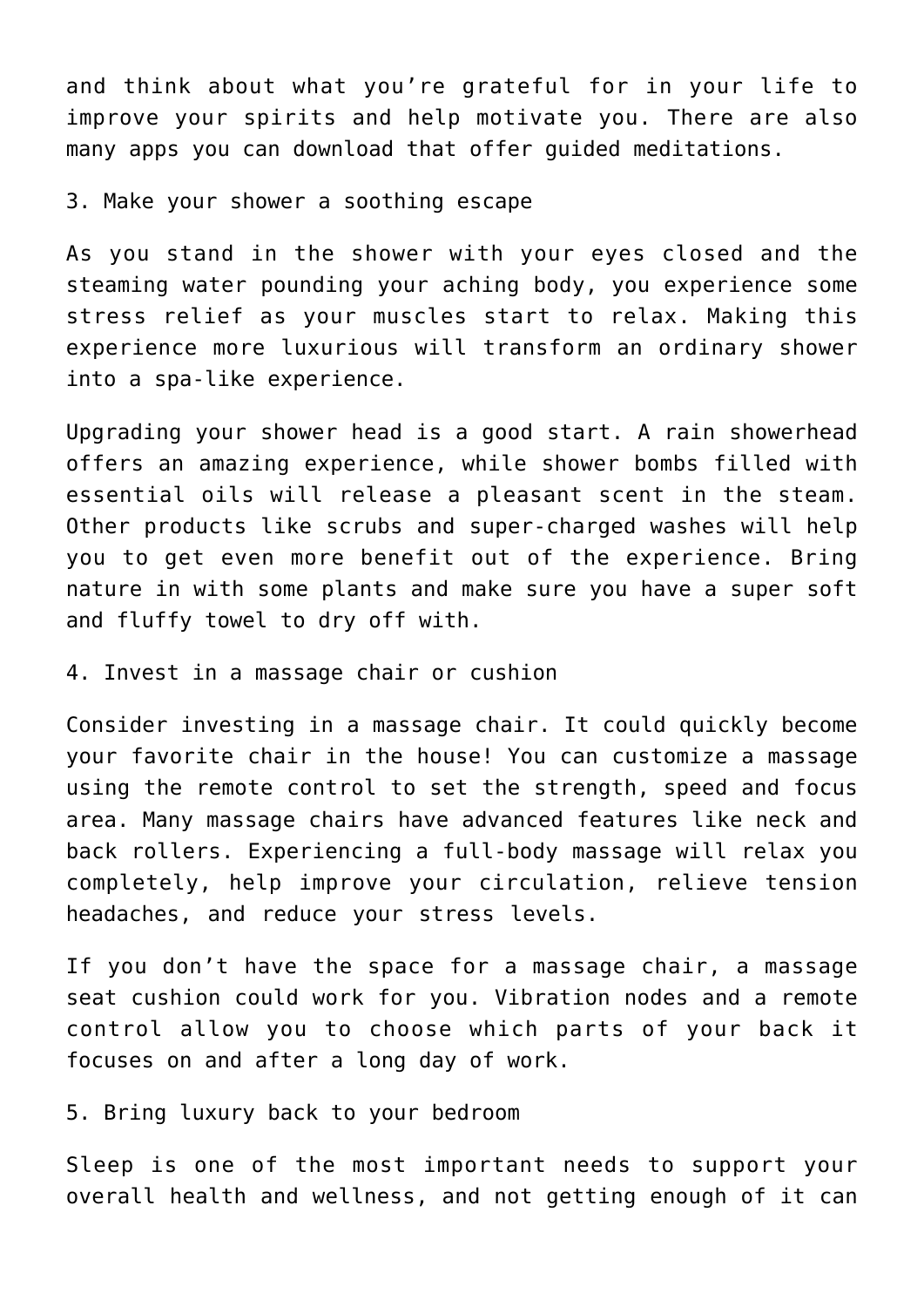and think about what you're grateful for in your life to improve your spirits and help motivate you. There are also many apps you can download that offer guided meditations.

## 3. Make your shower a soothing escape

As you stand in the shower with your eyes closed and the steaming water pounding your aching body, you experience some stress relief as your muscles start to relax. Making this experience more luxurious will transform an ordinary shower into a spa-like experience.

Upgrading your shower head is a good start. A rain showerhead offers an amazing experience, while shower bombs filled with essential oils will release a pleasant scent in the steam. Other products like scrubs and super-charged washes will help you to get even more benefit out of the experience. Bring nature in with some plants and make sure you have a super soft and fluffy towel to dry off with.

## 4. Invest in a massage chair or cushion

Consider investing in a massage chair. It could quickly become your favorite chair in the house! You can customize a massage using the remote control to set the strength, speed and focus area. Many massage chairs have advanced features like neck and back rollers. Experiencing a full-body massage will relax you completely, help improve your circulation, relieve tension headaches, and reduce your stress levels.

If you don't have the space for a massage chair, a massage seat cushion could work for you. Vibration nodes and a remote control allow you to choose which parts of your back it focuses on and after a long day of work.

## 5. Bring luxury back to your bedroom

Sleep is one of the most important needs to support your overall health and wellness, and not getting enough of it can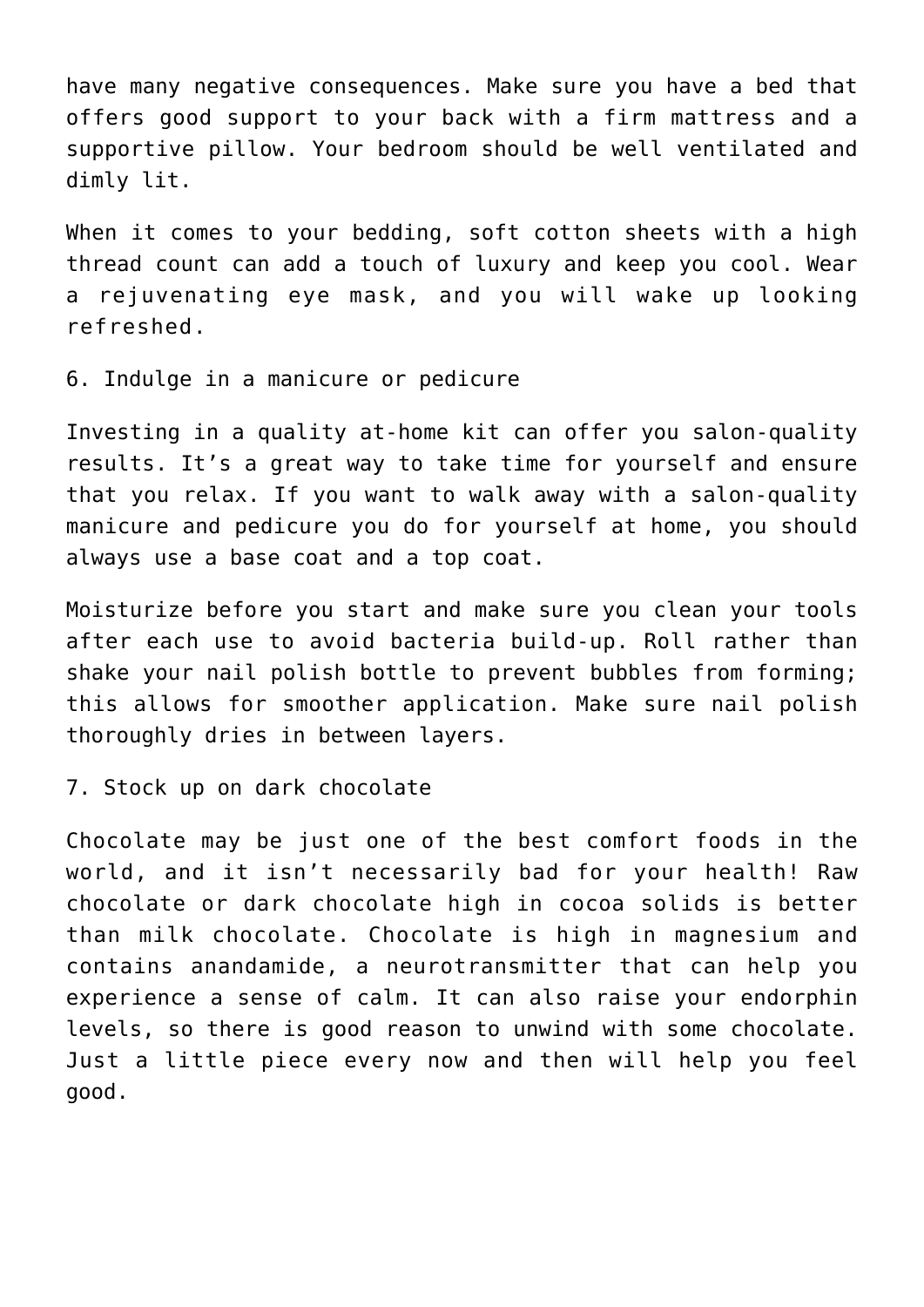have many negative consequences. Make sure you have a bed that offers good support to your back with a firm mattress and a supportive pillow. Your bedroom should be well ventilated and dimly lit.

When it comes to your bedding, soft cotton sheets with a high thread count can add a touch of luxury and keep you cool. Wear a rejuvenating eye mask, and you will wake up looking refreshed.

## 6. Indulge in a manicure or pedicure

Investing in a quality at-home kit can offer you salon-quality results. It's a great way to take time for yourself and ensure that you relax. If you want to walk away with a salon-quality manicure and pedicure you do for yourself at home, you should always use a base coat and a top coat.

Moisturize before you start and make sure you clean your tools after each use to avoid bacteria build-up. Roll rather than shake your nail polish bottle to prevent bubbles from forming; this allows for smoother application. Make sure nail polish thoroughly dries in between layers.

## 7. Stock up on dark chocolate

Chocolate may be just one of the best comfort foods in the world, and it isn't necessarily bad for your health! Raw chocolate or dark chocolate high in cocoa solids is better than milk chocolate. Chocolate is high in magnesium and contains anandamide, a neurotransmitter that can help you experience a sense of calm. It can also raise your endorphin levels, so there is good reason to unwind with some chocolate. Just a little piece every now and then will help you feel good.